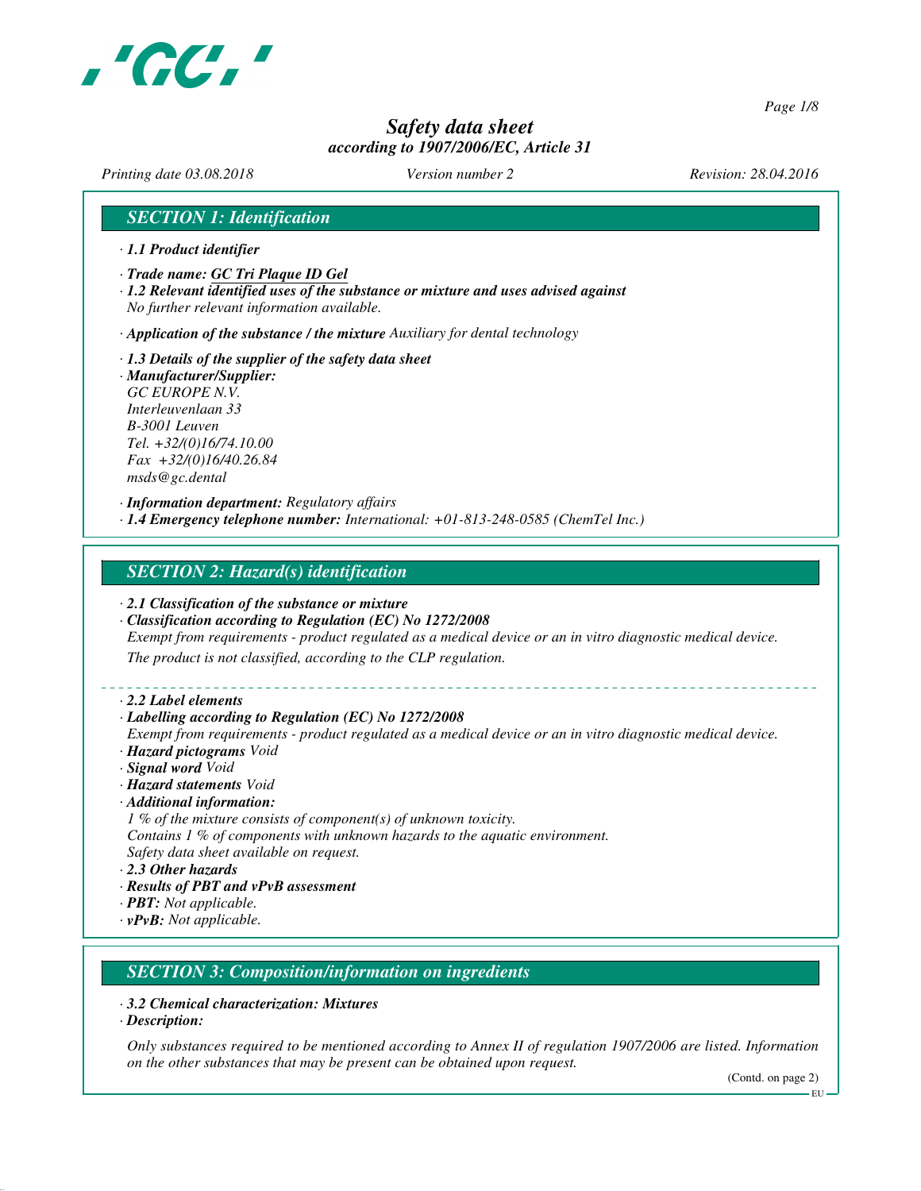# Safety data sheet
*according to 1907/2006/EC, Article 31*

*Printing date 03.08.2018* *Version number 2* *Revision: 28.04.2016*

## SECTION 1: Identification

· ***1.1 Product identifier***

· ***Trade name: GC Tri Plaque ID Gel***
· ***1.2 Relevant identified uses of the substance or mixture and uses advised against***
*No further relevant information available.*

· ***Application of the substance / the mixture*** *Auxiliary for dental technology*

· ***1.3 Details of the supplier of the safety data sheet***
· ***Manufacturer/Supplier:***
*GC EUROPE N.V.*
*Interleuvenlaan 33*
*B-3001 Leuven*
*Tel. +32/(0)16/74.10.00*
*Fax +32/(0)16/40.26.84*
*msds@gc.dental*

· ***Information department:*** *Regulatory affairs*
· ***1.4 Emergency telephone number:*** *International: +01-813-248-0585 (ChemTel Inc.)*

## SECTION 2: Hazard(s) identification

· ***2.1 Classification of the substance or mixture***
· ***Classification according to Regulation (EC) No 1272/2008***
*Exempt from requirements - product regulated as a medical device or an in vitro diagnostic medical device.*
*The product is not classified, according to the CLP regulation.*

· ***2.2 Label elements***
· ***Labelling according to Regulation (EC) No 1272/2008***
*Exempt from requirements - product regulated as a medical device or an in vitro diagnostic medical device.*
· ***Hazard pictograms*** *Void*
· ***Signal word*** *Void*
· ***Hazard statements*** *Void*
· ***Additional information:***
*1 % of the mixture consists of component(s) of unknown toxicity.*
*Contains 1 % of components with unknown hazards to the aquatic environment.*
*Safety data sheet available on request.*
· ***2.3 Other hazards***
· ***Results of PBT and vPvB assessment***
· ***PBT:*** *Not applicable.*
· ***vPvB:*** *Not applicable.*

## SECTION 3: Composition/information on ingredients

· ***3.2 Chemical characterization: Mixtures***
· ***Description:***

*Only substances required to be mentioned according to Annex II of regulation 1907/2006 are listed. Information on the other substances that may be present can be obtained upon request.*

(Contd. on page 2)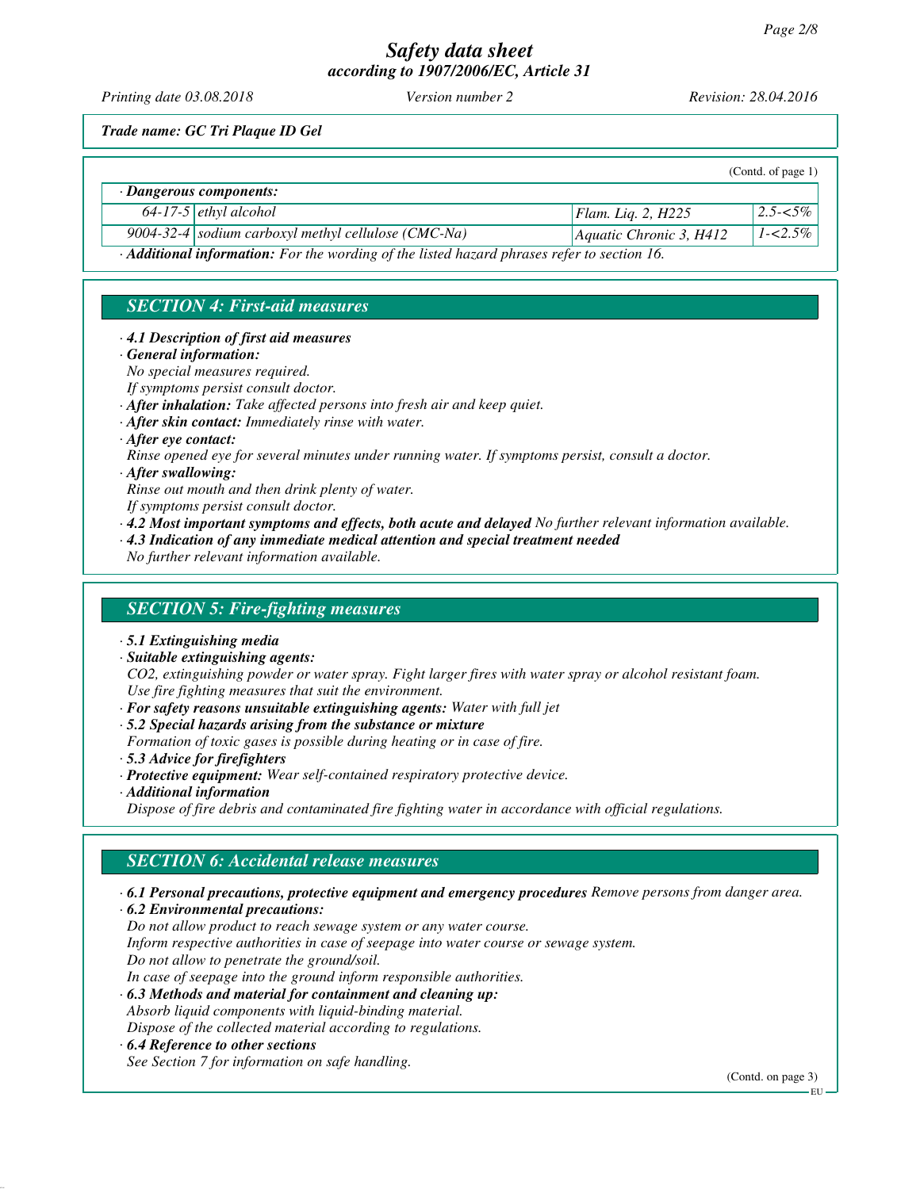*Safety data sheet*
*according to 1907/2006/EC, Article 31*

*Printing date 03.08.2018* *Version number 2* *Revision: 28.04.2016*

***Trade name: GC Tri Plaque ID Gel***

(Contd. of page 1)

· ***Dangerous components:***

| | | | |
|---|---|---|---|
| 64-17-5 | ethyl alcohol | Flam. Liq. 2, H225 | 2.5-<5% |
| 9004-32-4 | sodium carboxyl methyl cellulose (CMC-Na) | Aquatic Chronic 3, H412 | 1-<2.5% |

· ***Additional information:*** *For the wording of the listed hazard phrases refer to section 16.*

## *SECTION 4: First-aid measures*

· ***4.1 Description of first aid measures***
· ***General information:***
*No special measures required.*
*If symptoms persist consult doctor.*
· ***After inhalation:*** *Take affected persons into fresh air and keep quiet.*
· ***After skin contact:*** *Immediately rinse with water.*
· ***After eye contact:***
*Rinse opened eye for several minutes under running water. If symptoms persist, consult a doctor.*
· ***After swallowing:***
*Rinse out mouth and then drink plenty of water.*
*If symptoms persist consult doctor.*
· ***4.2 Most important symptoms and effects, both acute and delayed*** *No further relevant information available.*
· ***4.3 Indication of any immediate medical attention and special treatment needed***
*No further relevant information available.*

## *SECTION 5: Fire-fighting measures*

· ***5.1 Extinguishing media***
· ***Suitable extinguishing agents:***
*$CO_2$, extinguishing powder or water spray. Fight larger fires with water spray or alcohol resistant foam.*
*Use fire fighting measures that suit the environment.*
· ***For safety reasons unsuitable extinguishing agents:*** *Water with full jet*
· ***5.2 Special hazards arising from the substance or mixture***
*Formation of toxic gases is possible during heating or in case of fire.*
· ***5.3 Advice for firefighters***
· ***Protective equipment:*** *Wear self-contained respiratory protective device.*
· ***Additional information***
*Dispose of fire debris and contaminated fire fighting water in accordance with official regulations.*

## *SECTION 6: Accidental release measures*

· ***6.1 Personal precautions, protective equipment and emergency procedures*** *Remove persons from danger area.*
· ***6.2 Environmental precautions:***
*Do not allow product to reach sewage system or any water course.*
*Inform respective authorities in case of seepage into water course or sewage system.*
*Do not allow to penetrate the ground/soil.*
*In case of seepage into the ground inform responsible authorities.*
· ***6.3 Methods and material for containment and cleaning up:***
*Absorb liquid components with liquid-binding material.*
*Dispose of the collected material according to regulations.*
· ***6.4 Reference to other sections***
*See Section 7 for information on safe handling.*

(Contd. on page 3)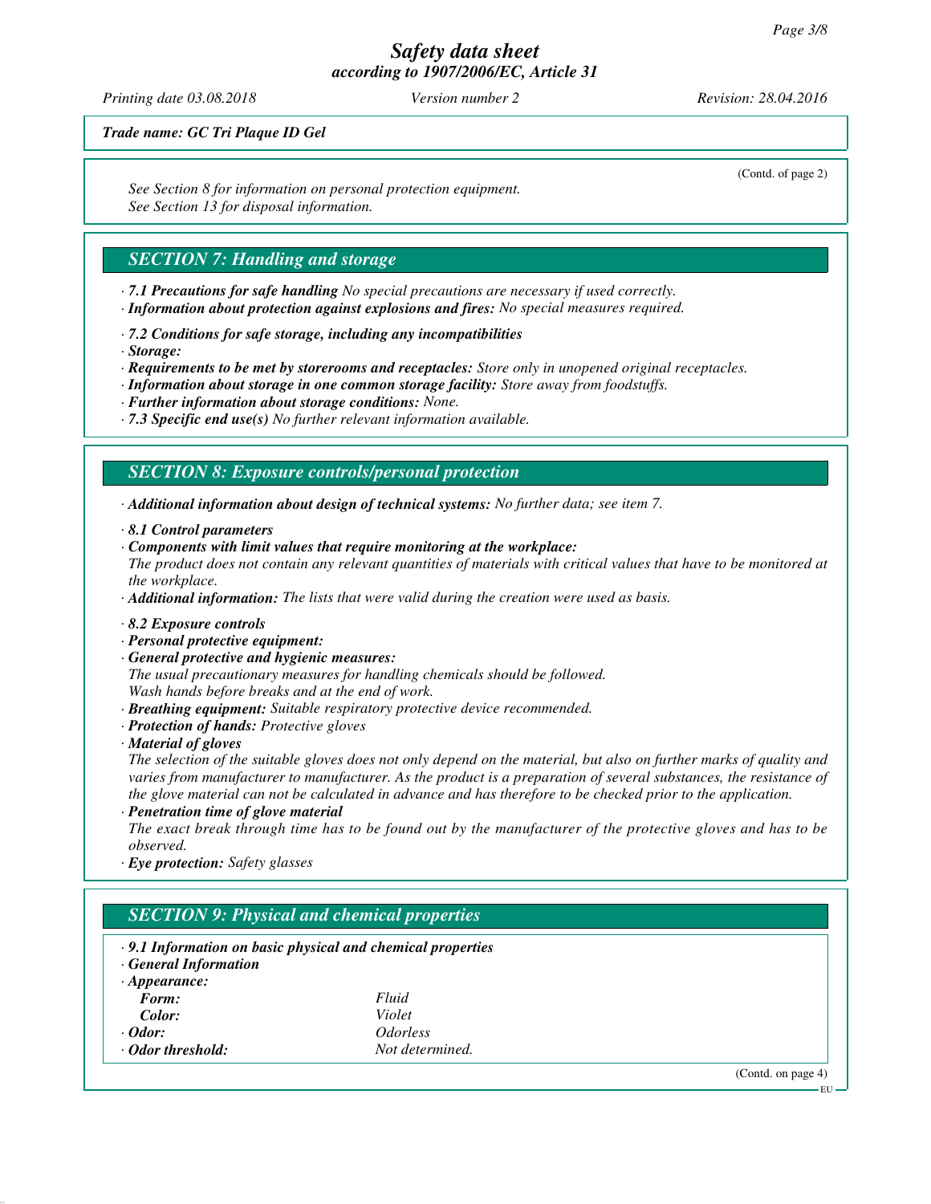*Trade name: GC Tri Plaque ID Gel*

(Contd. of page 2)

*See Section 8 for information on personal protection equipment.*
*See Section 13 for disposal information.*

## *SECTION 7: Handling and storage*

· ***7.1 Precautions for safe handling*** *No special precautions are necessary if used correctly.*
· ***Information about protection against explosions and fires:*** *No special measures required.*

· ***7.2 Conditions for safe storage, including any incompatibilities***
· ***Storage:***
· ***Requirements to be met by storerooms and receptacles:*** *Store only in unopened original receptacles.*
· ***Information about storage in one common storage facility:*** *Store away from foodstuffs.*
· ***Further information about storage conditions:*** *None.*
· ***7.3 Specific end use(s)*** *No further relevant information available.*

## *SECTION 8: Exposure controls/personal protection*

· ***Additional information about design of technical systems:*** *No further data; see item 7.*

· ***8.1 Control parameters***
· ***Components with limit values that require monitoring at the workplace:***
*The product does not contain any relevant quantities of materials with critical values that have to be monitored at the workplace.*
· ***Additional information:*** *The lists that were valid during the creation were used as basis.*

· ***8.2 Exposure controls***
· ***Personal protective equipment:***
· ***General protective and hygienic measures:***
*The usual precautionary measures for handling chemicals should be followed.*
*Wash hands before breaks and at the end of work.*
· ***Breathing equipment:*** *Suitable respiratory protective device recommended.*
· ***Protection of hands:*** *Protective gloves*
· ***Material of gloves***
*The selection of the suitable gloves does not only depend on the material, but also on further marks of quality and varies from manufacturer to manufacturer. As the product is a preparation of several substances, the resistance of the glove material can not be calculated in advance and has therefore to be checked prior to the application.*
· ***Penetration time of glove material***
*The exact break through time has to be found out by the manufacturer of the protective gloves and has to be observed.*
· ***Eye protection:*** *Safety glasses*

## *SECTION 9: Physical and chemical properties*

· ***9.1 Information on basic physical and chemical properties***
· ***General Information***

| | |
|---|---|
| · ***Appearance:*** | |
| ***Form:*** | *Fluid* |
| ***Color:*** | *Violet* |
| · ***Odor:*** | *Odorless* |
| · ***Odor threshold:*** | *Not determined.* |

(Contd. on page 4)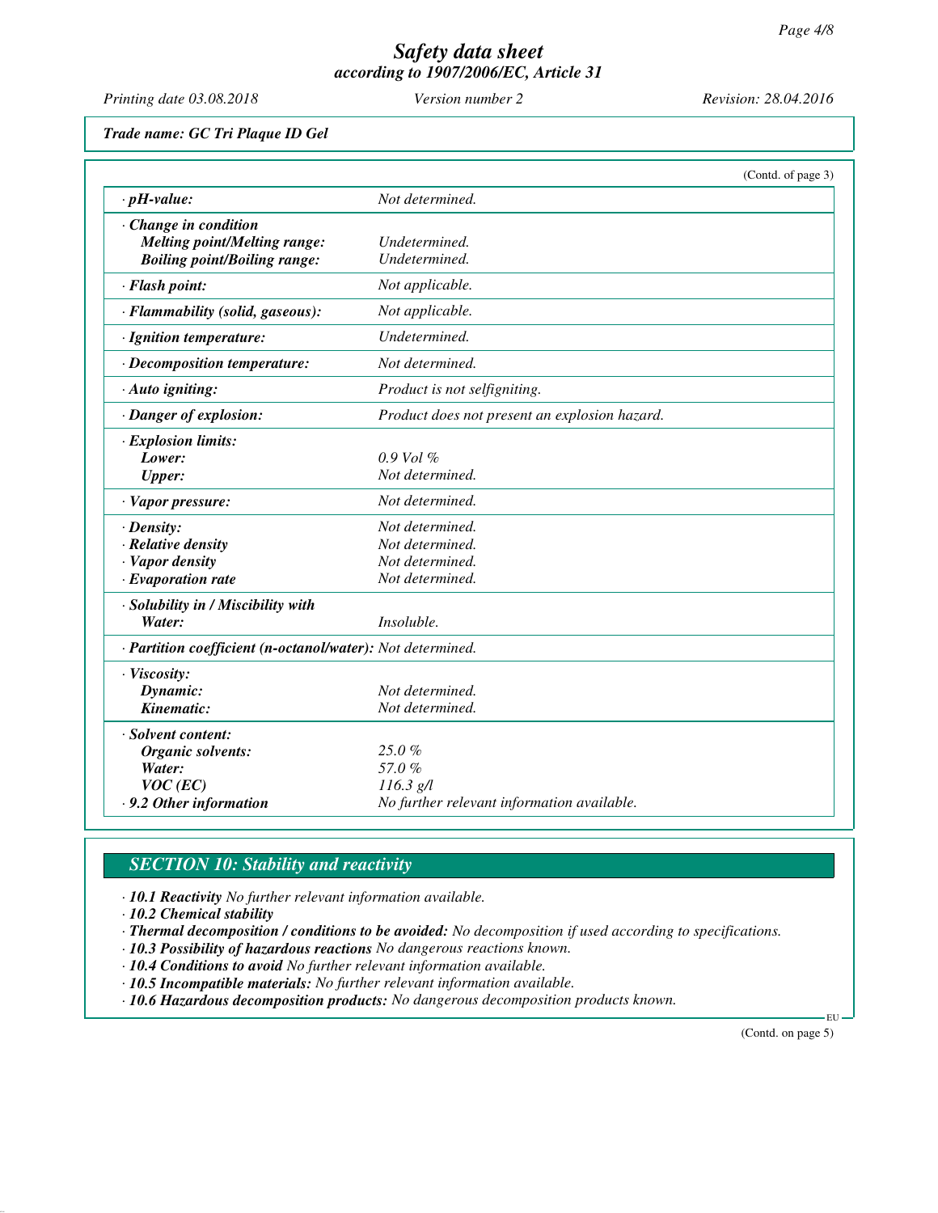*Safety data sheet*
*according to 1907/2006/EC, Article 31*

*Printing date 03.08.2018* *Version number 2* *Revision: 28.04.2016*

***Trade name: GC Tri Plaque ID Gel***

(Contd. of page 3)

| | |
|---|---|
| **· pH-value:** | *Not determined.* |
| **· Change in condition** | |
| **Melting point/Melting range:** | *Undetermined.* |
| **Boiling point/Boiling range:** | *Undetermined.* |
| **· Flash point:** | *Not applicable.* |
| **· Flammability (solid, gaseous):** | *Not applicable.* |
| **· Ignition temperature:** | *Undetermined.* |
| **· Decomposition temperature:** | *Not determined.* |
| **· Auto igniting:** | *Product is not selfigniting.* |
| **· Danger of explosion:** | *Product does not present an explosion hazard.* |
| **· Explosion limits:** | |
| **Lower:** | *0.9 Vol %* |
| **Upper:** | *Not determined.* |
| **· Vapor pressure:** | *Not determined.* |
| **· Density:** | *Not determined.* |
| **· Relative density** | *Not determined.* |
| **· Vapor density** | *Not determined.* |
| **· Evaporation rate** | *Not determined.* |
| **· Solubility in / Miscibility with** | |
| **Water:** | *Insoluble.* |
| **· Partition coefficient (n-octanol/water):** | *Not determined.* |
| **· Viscosity:** | |
| **Dynamic:** | *Not determined.* |
| **Kinematic:** | *Not determined.* |
| **· Solvent content:** | |
| **Organic solvents:** | *25.0 %* |
| **Water:** | *57.0 %* |
| **VOC (EC)** | *116.3 g/l* |
| **· 9.2 Other information** | *No further relevant information available.* |

## *SECTION 10: Stability and reactivity*

· ***10.1 Reactivity*** *No further relevant information available.*
· ***10.2 Chemical stability***
· ***Thermal decomposition / conditions to be avoided:*** *No decomposition if used according to specifications.*
· ***10.3 Possibility of hazardous reactions*** *No dangerous reactions known.*
· ***10.4 Conditions to avoid*** *No further relevant information available.*
· ***10.5 Incompatible materials:*** *No further relevant information available.*
· ***10.6 Hazardous decomposition products:*** *No dangerous decomposition products known.*

(Contd. on page 5)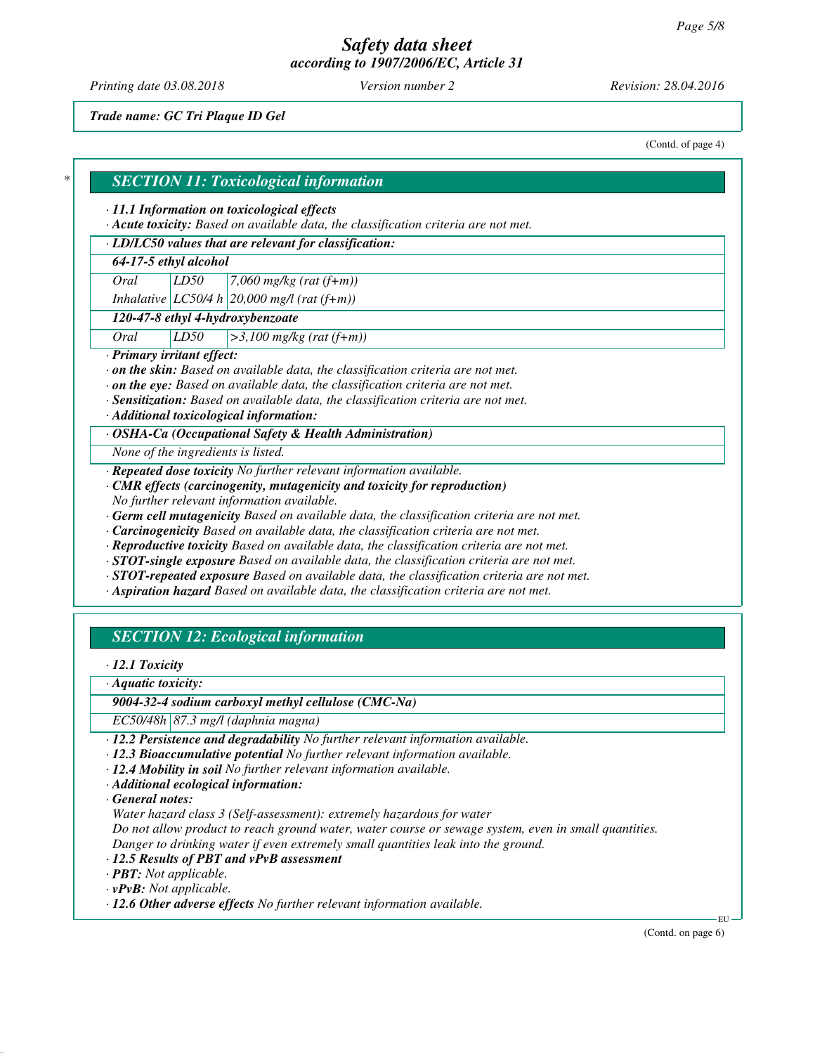*Trade name: GC Tri Plaque ID Gel*

(Contd. of page 4)

## SECTION 11: Toxicological information

· **11.1 Information on toxicological effects**

· **Acute toxicity:** Based on available data, the classification criteria are not met.

· **LD/LC50 values that are relevant for classification:**

| **64-17-5 ethyl alcohol** | | |
|---|---|---|
| Oral | LD50 | 7,060 mg/kg (rat (f+m)) |
| Inhalative | LC50/4 h | 20,000 mg/l (rat (f+m)) |
| **120-47-8 ethyl 4-hydroxybenzoate** | | |
| Oral | LD50 | >3,100 mg/kg (rat (f+m)) |

· **Primary irritant effect:**

· **on the skin:** Based on available data, the classification criteria are not met.

· **on the eye:** Based on available data, the classification criteria are not met.

· **Sensitization:** Based on available data, the classification criteria are not met.

· **Additional toxicological information:**

· **OSHA-Ca (Occupational Safety & Health Administration)**

None of the ingredients is listed.

· **Repeated dose toxicity** No further relevant information available.

· **CMR effects (carcinogenity, mutagenicity and toxicity for reproduction)**
No further relevant information available.

· **Germ cell mutagenicity** Based on available data, the classification criteria are not met.

· **Carcinogenicity** Based on available data, the classification criteria are not met.

· **Reproductive toxicity** Based on available data, the classification criteria are not met.

· **STOT-single exposure** Based on available data, the classification criteria are not met.

· **STOT-repeated exposure** Based on available data, the classification criteria are not met.

· **Aspiration hazard** Based on available data, the classification criteria are not met.

## SECTION 12: Ecological information

· **12.1 Toxicity**

· **Aquatic toxicity:**

| **9004-32-4 sodium carboxyl methyl cellulose (CMC-Na)** | |
|---|---|
| EC50/48h | 87.3 mg/l (daphnia magna) |

· **12.2 Persistence and degradability** No further relevant information available.

· **12.3 Bioaccumulative potential** No further relevant information available.

· **12.4 Mobility in soil** No further relevant information available.

· **Additional ecological information:**

· **General notes:**

Water hazard class 3 (Self-assessment): extremely hazardous for water
Do not allow product to reach ground water, water course or sewage system, even in small quantities.
Danger to drinking water if even extremely small quantities leak into the ground.

· **12.5 Results of PBT and vPvB assessment**

· **PBT:** Not applicable.

· **vPvB:** Not applicable.

· **12.6 Other adverse effects** No further relevant information available.

(Contd. on page 6)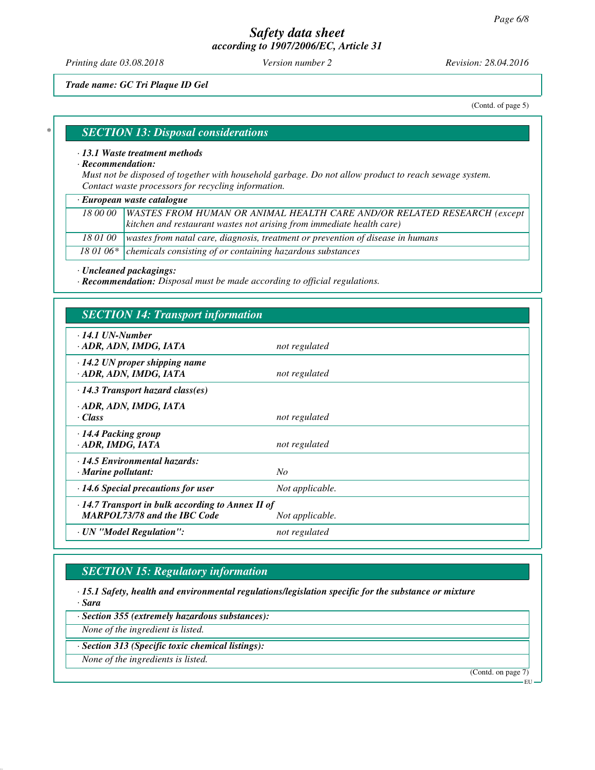Trade name: GC Tri Plaque ID Gel

(Contd. of page 5)

## * SECTION 13: Disposal considerations

· **13.1 Waste treatment methods**

· **Recommendation:**

Must not be disposed of together with household garbage. Do not allow product to reach sewage system.
Contact waste processors for recycling information.

| · **European waste catalogue** | |
|---|---|
| 18 00 00 | WASTES FROM HUMAN OR ANIMAL HEALTH CARE AND/OR RELATED RESEARCH (except kitchen and restaurant wastes not arising from immediate health care) |
| 18 01 00 | wastes from natal care, diagnosis, treatment or prevention of disease in humans |
| 18 01 06* | chemicals consisting of or containing hazardous substances |

· **Uncleaned packagings:**

· **Recommendation:** Disposal must be made according to official regulations.

## SECTION 14: Transport information

| | |
|---|---|
| · **14.1 UN-Number**<br>· **ADR, ADN, IMDG, IATA** | not regulated |
| · **14.2 UN proper shipping name**<br>· **ADR, ADN, IMDG, IATA** | not regulated |
| · **14.3 Transport hazard class(es)**<br>· **ADR, ADN, IMDG, IATA**<br>· **Class** | not regulated |
| · **14.4 Packing group**<br>· **ADR, IMDG, IATA** | not regulated |
| · **14.5 Environmental hazards:**<br>· **Marine pollutant:** | No |
| · **14.6 Special precautions for user** | Not applicable. |
| · **14.7 Transport in bulk according to Annex II of MARPOL73/78 and the IBC Code** | Not applicable. |
| · **UN "Model Regulation":** | not regulated |

## SECTION 15: Regulatory information

· **15.1 Safety, health and environmental regulations/legislation specific for the substance or mixture**

· **Sara**

· **Section 355 (extremely hazardous substances):**

None of the ingredient is listed.

· **Section 313 (Specific toxic chemical listings):**

None of the ingredients is listed.

(Contd. on page 7)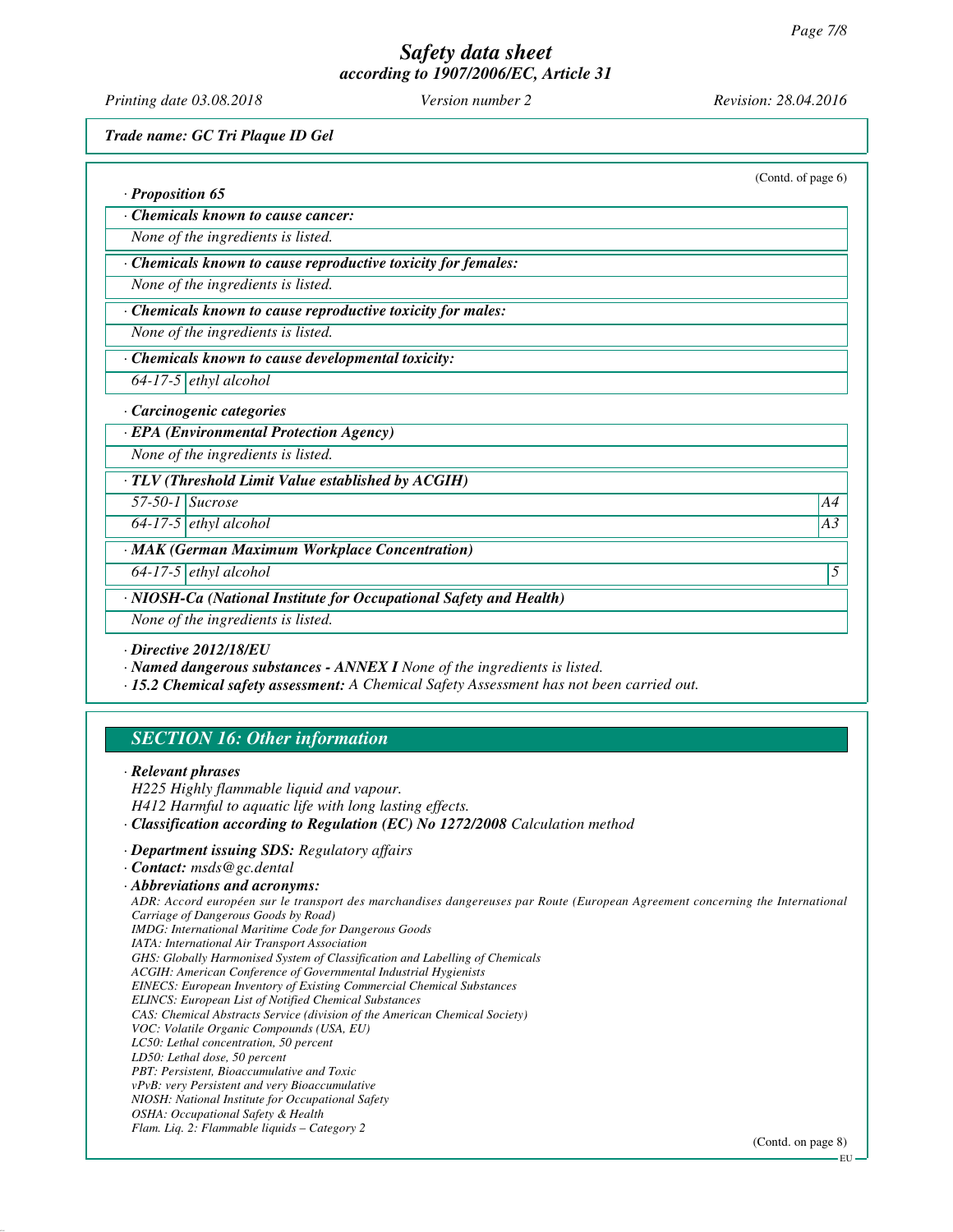*Trade name: GC Tri Plaque ID Gel*

(Contd. of page 6)

· **Proposition 65**

| · Chemicals known to cause cancer: | |
|---|---|
| None of the ingredients is listed. | |

| · Chemicals known to cause reproductive toxicity for females: | |
|---|---|
| None of the ingredients is listed. | |

| · Chemicals known to cause reproductive toxicity for males: | |
|---|---|
| None of the ingredients is listed. | |

| · Chemicals known to cause developmental toxicity: | |
|---|---|
| 64-17-5 | ethyl alcohol |

· **Carcinogenic categories**

| · EPA (Environmental Protection Agency) | | |
|---|---|---|
| None of the ingredients is listed. | | |

| · TLV (Threshold Limit Value established by ACGIH) | | |
|---|---|---|
| 57-50-1 | Sucrose | A4 |
| 64-17-5 | ethyl alcohol | A3 |

| · MAK (German Maximum Workplace Concentration) | | |
|---|---|---|
| 64-17-5 | ethyl alcohol | 5 |

| · NIOSH-Ca (National Institute for Occupational Safety and Health) | |
|---|---|
| None of the ingredients is listed. | |

· **Directive 2012/18/EU**

· **Named dangerous substances - ANNEX I** None of the ingredients is listed.

· **15.2 Chemical safety assessment:** A Chemical Safety Assessment has not been carried out.

## SECTION 16: Other information

· **Relevant phrases**

H225 Highly flammable liquid and vapour.
H412 Harmful to aquatic life with long lasting effects.

· **Classification according to Regulation (EC) No 1272/2008** Calculation method

· **Department issuing SDS:** Regulatory affairs

· **Contact:** msds@gc.dental

· **Abbreviations and acronyms:**

ADR: Accord européen sur le transport des marchandises dangereuses par Route (European Agreement concerning the International Carriage of Dangerous Goods by Road)
IMDG: International Maritime Code for Dangerous Goods
IATA: International Air Transport Association
GHS: Globally Harmonised System of Classification and Labelling of Chemicals
ACGIH: American Conference of Governmental Industrial Hygienists
EINECS: European Inventory of Existing Commercial Chemical Substances
ELINCS: European List of Notified Chemical Substances
CAS: Chemical Abstracts Service (division of the American Chemical Society)
VOC: Volatile Organic Compounds (USA, EU)
LC50: Lethal concentration, 50 percent
LD50: Lethal dose, 50 percent
PBT: Persistent, Bioaccumulative and Toxic
vPvB: very Persistent and very Bioaccumulative
NIOSH: National Institute for Occupational Safety
OSHA: Occupational Safety & Health
Flam. Liq. 2: Flammable liquids – Category 2

(Contd. on page 8)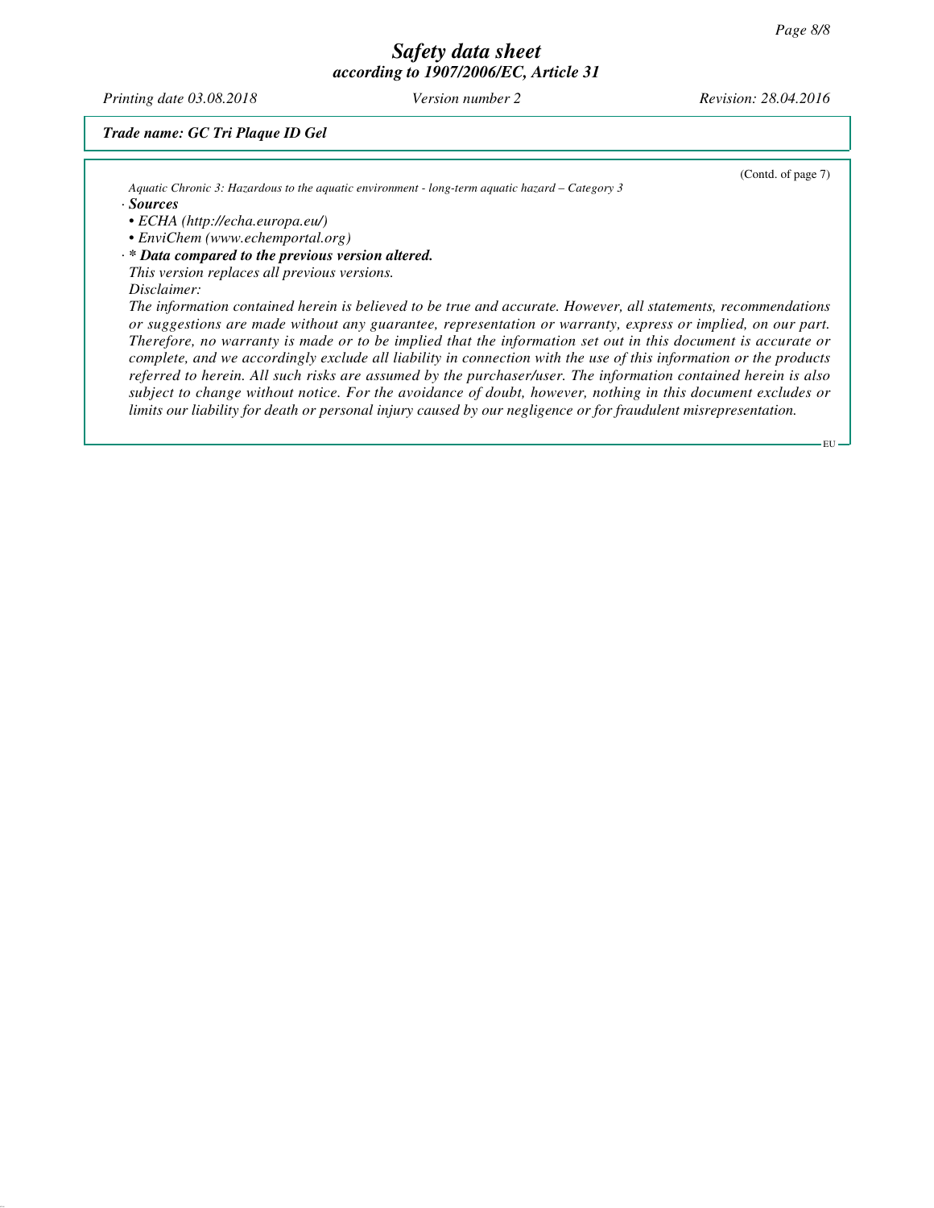*Trade name: GC Tri Plaque ID Gel*

(Contd. of page 7)

*Aquatic Chronic 3: Hazardous to the aquatic environment - long-term aquatic hazard – Category 3*

· ***Sources***

- *ECHA (http://echa.europa.eu/)*
- *EnviChem (www.echemportal.org)*

· ***\* Data compared to the previous version altered.***

*This version replaces all previous versions.*

*Disclaimer:*

*The information contained herein is believed to be true and accurate. However, all statements, recommendations or suggestions are made without any guarantee, representation or warranty, express or implied, on our part. Therefore, no warranty is made or to be implied that the information set out in this document is accurate or complete, and we accordingly exclude all liability in connection with the use of this information or the products referred to herein. All such risks are assumed by the purchaser/user. The information contained herein is also subject to change without notice. For the avoidance of doubt, however, nothing in this document excludes or limits our liability for death or personal injury caused by our negligence or for fraudulent misrepresentation.*

EU